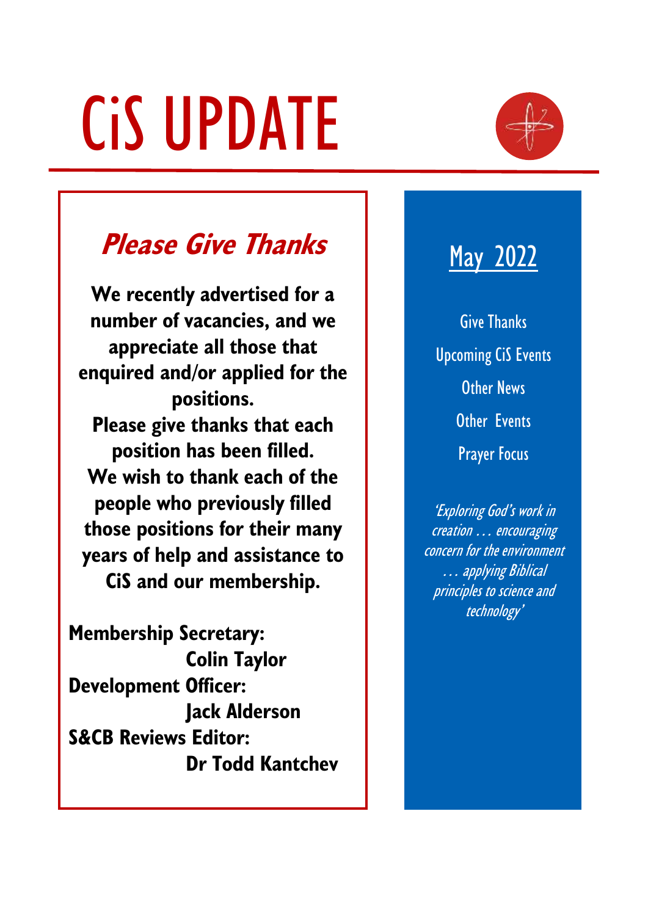# CiS UPDATE

## May 2022

Give Thanks

Upcoming CiS Events

Other News

Other Events

Prayer Focus

*'Exploring God's work in creation … encouraging concern for the environment … applying Biblical principles to science and technology'*

## *Please Give Thanks*

**We recently advertised for a number of vacancies, and we appreciate all those that enquired and/or applied for the positions.**
**Please give thanks that each position has been filled.**
**We wish to thank each of the people who previously filled those positions for their many years of help and assistance to CiS and our membership.**

**Membership Secretary:**
**Colin Taylor**
**Development Officer:**
**Jack Alderson**
**S&CB Reviews Editor:**
**Dr Todd Kantchev**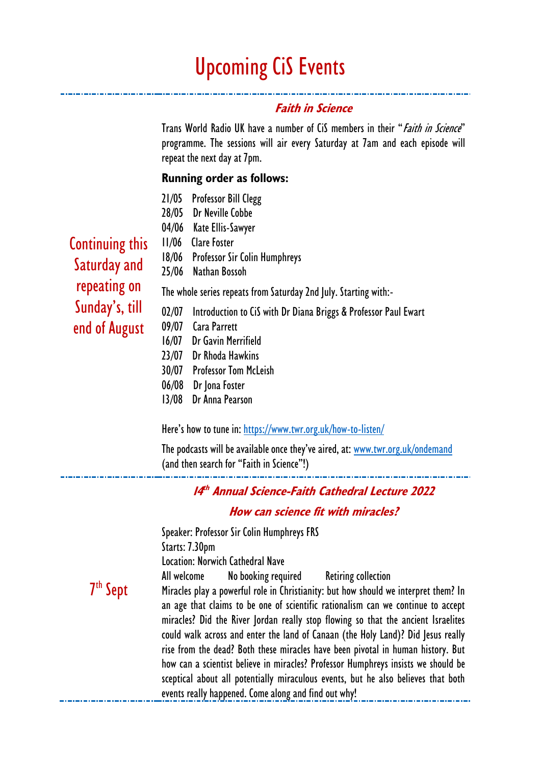# Upcoming CiS Events

### *Faith in Science*

Continuing this Saturday and repeating on Sunday's, till end of August

Trans World Radio UK have a number of CiS members in their "*Faith in Science*" programme. The sessions will air every Saturday at 7am and each episode will repeat the next day at 7pm.

**Running order as follows:**

- 21/05 Professor Bill Clegg
- 28/05 Dr Neville Cobbe
- 04/06 Kate Ellis-Sawyer
- 11/06 Clare Foster
- 18/06 Professor Sir Colin Humphreys
- 25/06 Nathan Bossoh

The whole series repeats from Saturday 2nd July. Starting with:-

- 02/07 Introduction to CiS with Dr Diana Briggs & Professor Paul Ewart
- 09/07 Cara Parrett
- 16/07 Dr Gavin Merrifield
- 23/07 Dr Rhoda Hawkins
- 30/07 Professor Tom McLeish
- 06/08 Dr Jona Foster
- 13/08 Dr Anna Pearson

Here's how to tune in: https://www.twr.org.uk/how-to-listen/

The podcasts will be available once they've aired, at: www.twr.org.uk/ondemand (and then search for "Faith in Science"!)

---

### *14th Annual Science-Faith Cathedral Lecture 2022*

### *How can science fit with miracles?*

7th Sept

Speaker: Professor Sir Colin Humphreys FRS
Starts: 7.30pm
Location: Norwich Cathedral Nave
All welcome  No booking required  Retiring collection

Miracles play a powerful role in Christianity: but how should we interpret them? In an age that claims to be one of scientific rationalism can we continue to accept miracles? Did the River Jordan really stop flowing so that the ancient Israelites could walk across and enter the land of Canaan (the Holy Land)? Did Jesus really rise from the dead? Both these miracles have been pivotal in human history. But how can a scientist believe in miracles? Professor Humphreys insists we should be sceptical about all potentially miraculous events, but he also believes that both events really happened. Come along and find out why!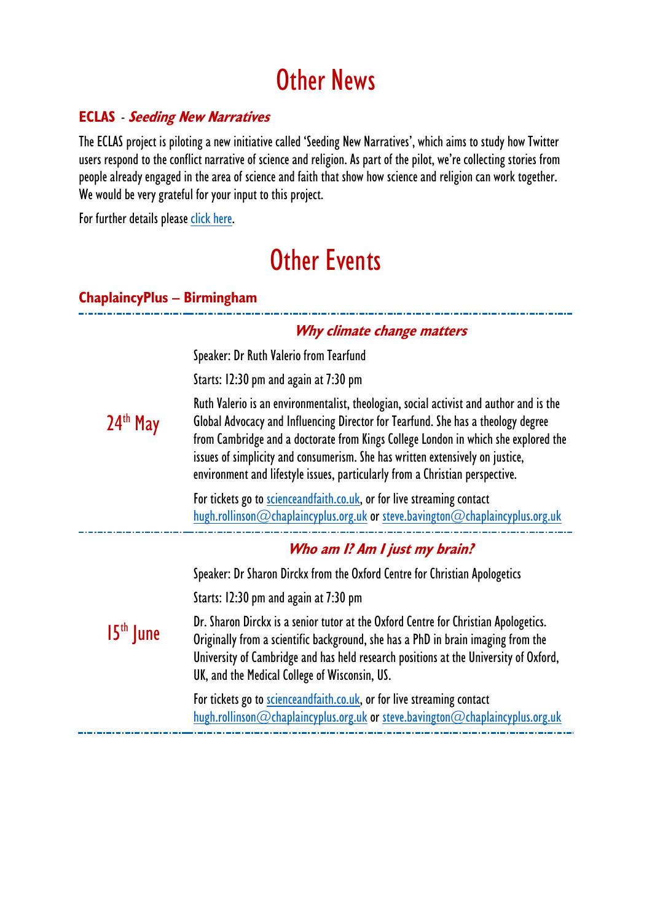# Other News

### **ECLAS** - ***Seeding New Narratives***

The ECLAS project is piloting a new initiative called 'Seeding New Narratives', which aims to study how Twitter users respond to the conflict narrative of science and religion. As part of the pilot, we're collecting stories from people already engaged in the area of science and faith that show how science and religion can work together. We would be very grateful for your input to this project.

For further details please [click here](click here).

# Other Events

### **ChaplaincyPlus – Birmingham**

| | |
|---|---|
| 24th May | ***Why climate change matters***<br><br>Speaker: Dr Ruth Valerio from Tearfund<br><br>Starts: 12:30 pm and again at 7:30 pm<br><br>Ruth Valerio is an environmentalist, theologian, social activist and author and is the Global Advocacy and Influencing Director for Tearfund. She has a theology degree from Cambridge and a doctorate from Kings College London in which she explored the issues of simplicity and consumerism. She has written extensively on justice, environment and lifestyle issues, particularly from a Christian perspective.<br><br>For tickets go to scienceandfaith.co.uk, or for live streaming contact hugh.rollinson@chaplaincyplus.org.uk or steve.bavington@chaplaincyplus.org.uk |
| 15th June | ***Who am I? Am I just my brain?***<br><br>Speaker: Dr Sharon Dirckx from the Oxford Centre for Christian Apologetics<br><br>Starts: 12:30 pm and again at 7:30 pm<br><br>Dr. Sharon Dirckx is a senior tutor at the Oxford Centre for Christian Apologetics. Originally from a scientific background, she has a PhD in brain imaging from the University of Cambridge and has held research positions at the University of Oxford, UK, and the Medical College of Wisconsin, US.<br><br>For tickets go to scienceandfaith.co.uk, or for live streaming contact hugh.rollinson@chaplaincyplus.org.uk or steve.bavington@chaplaincyplus.org.uk |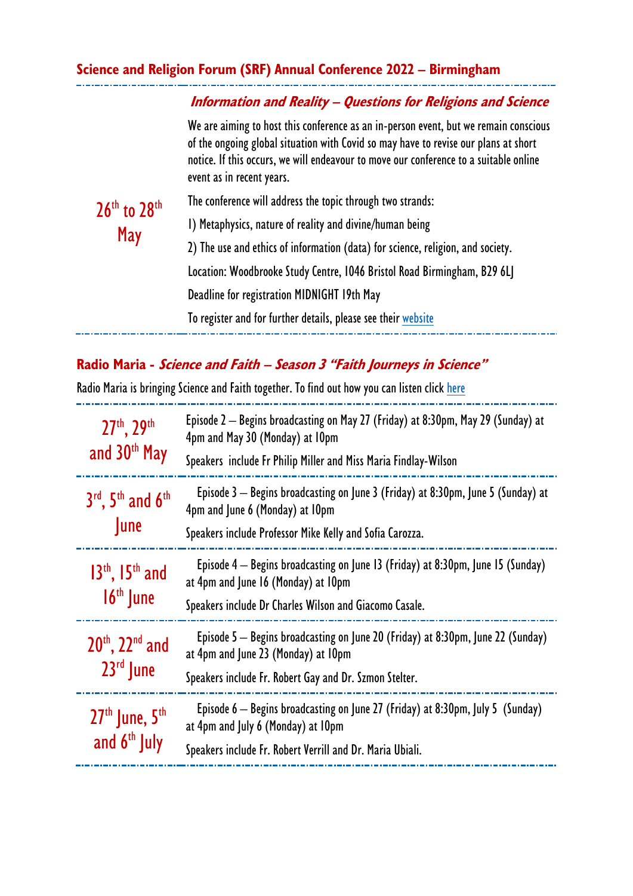## Science and Religion Forum (SRF) Annual Conference 2022 – Birmingham

| | |
|---|---|
| 26th to 28th May | ***Information and Reality – Questions for Religions and Science***<br><br>We are aiming to host this conference as an in-person event, but we remain conscious of the ongoing global situation with Covid so may have to revise our plans at short notice. If this occurs, we will endeavour to move our conference to a suitable online event as in recent years.<br><br>The conference will address the topic through two strands:<br><br>1) Metaphysics, nature of reality and divine/human being<br><br>2) The use and ethics of information (data) for science, religion, and society.<br><br>Location: Woodbrooke Study Centre, 1046 Bristol Road Birmingham, B29 6LJ<br><br>Deadline for registration MIDNIGHT 19th May<br><br>To register and for further details, please see their website |

## Radio Maria - *Science and Faith – Season 3 "Faith Journeys in Science"*

Radio Maria is bringing Science and Faith together. To find out how you can listen click here

| | |
|---|---|
| 27th, 29th and 30th May | Episode 2 – Begins broadcasting on May 27 (Friday) at 8:30pm, May 29 (Sunday) at 4pm and May 30 (Monday) at 10pm<br><br>Speakers include Fr Philip Miller and Miss Maria Findlay-Wilson |
| 3rd, 5th and 6th June | Episode 3 – Begins broadcasting on June 3 (Friday) at 8:30pm, June 5 (Sunday) at 4pm and June 6 (Monday) at 10pm<br><br>Speakers include Professor Mike Kelly and Sofia Carozza. |
| 13th, 15th and 16th June | Episode 4 – Begins broadcasting on June 13 (Friday) at 8:30pm, June 15 (Sunday) at 4pm and June 16 (Monday) at 10pm<br><br>Speakers include Dr Charles Wilson and Giacomo Casale. |
| 20th, 22nd and 23rd June | Episode 5 – Begins broadcasting on June 20 (Friday) at 8:30pm, June 22 (Sunday) at 4pm and June 23 (Monday) at 10pm<br><br>Speakers include Fr. Robert Gay and Dr. Szmon Stelter. |
| 27th June, 5th and 6th July | Episode 6 – Begins broadcasting on June 27 (Friday) at 8:30pm, July 5 (Sunday) at 4pm and July 6 (Monday) at 10pm<br><br>Speakers include Fr. Robert Verrill and Dr. Maria Ubiali. |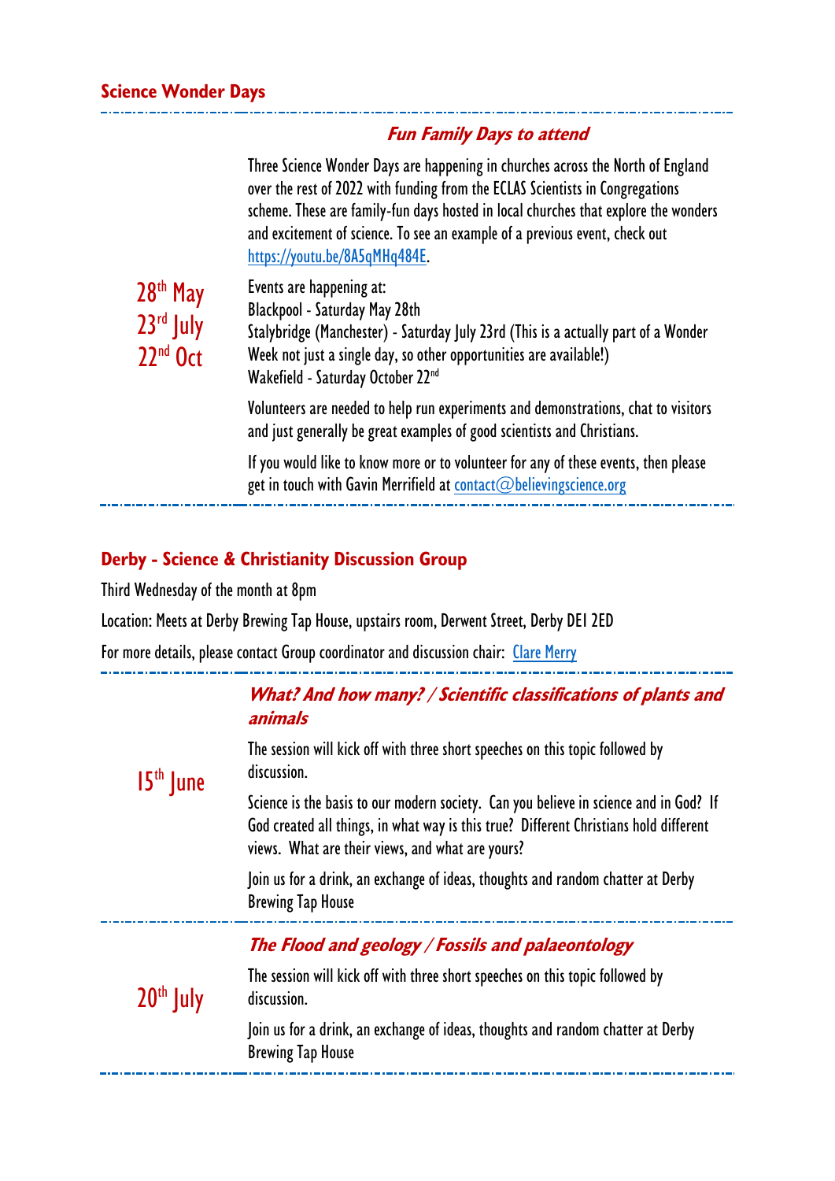## Science Wonder Days

### *Fun Family Days to attend*

Three Science Wonder Days are happening in churches across the North of England over the rest of 2022 with funding from the ECLAS Scientists in Congregations scheme. These are family-fun days hosted in local churches that explore the wonders and excitement of science. To see an example of a previous event, check out https://youtu.be/8A5qMHq484E.

28th May
23rd July
22nd Oct

Events are happening at:
Blackpool - Saturday May 28th
Stalybridge (Manchester) - Saturday July 23rd (This is a actually part of a Wonder Week not just a single day, so other opportunities are available!)
Wakefield - Saturday October 22nd

Volunteers are needed to help run experiments and demonstrations, chat to visitors and just generally be great examples of good scientists and Christians.

If you would like to know more or to volunteer for any of these events, then please get in touch with Gavin Merrifield at contact@believingscience.org

## Derby - Science & Christianity Discussion Group

Third Wednesday of the month at 8pm

Location: Meets at Derby Brewing Tap House, upstairs room, Derwent Street, Derby DE1 2ED

For more details, please contact Group coordinator and discussion chair: Clare Merry

### *What? And how many? / Scientific classifications of plants and animals*

15th June

The session will kick off with three short speeches on this topic followed by discussion.

Science is the basis to our modern society. Can you believe in science and in God? If God created all things, in what way is this true? Different Christians hold different views. What are their views, and what are yours?

Join us for a drink, an exchange of ideas, thoughts and random chatter at Derby Brewing Tap House

### *The Flood and geology / Fossils and palaeontology*

20th July

The session will kick off with three short speeches on this topic followed by discussion.

Join us for a drink, an exchange of ideas, thoughts and random chatter at Derby Brewing Tap House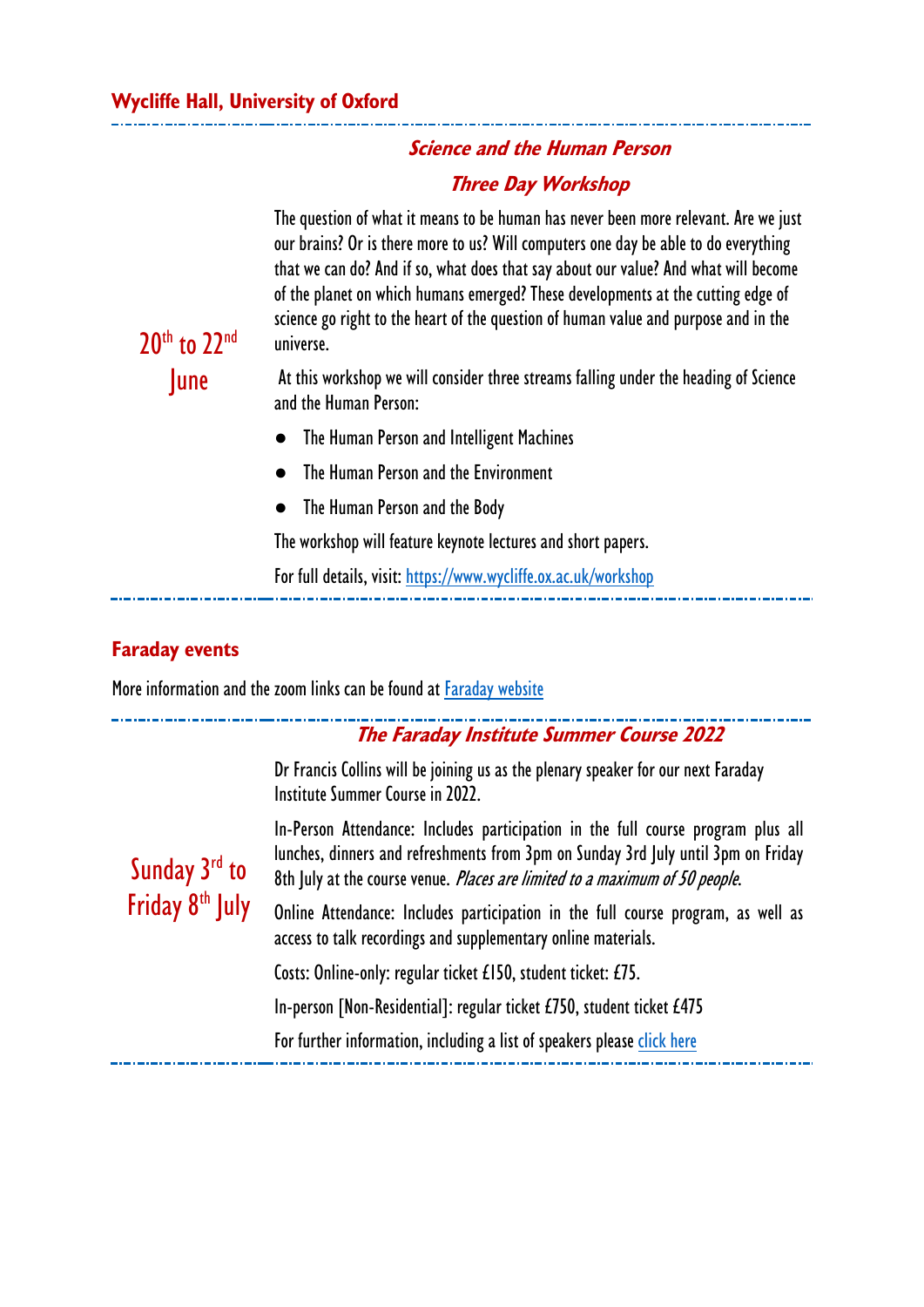## Wycliffe Hall, University of Oxford

### *Science and the Human Person*

### *Three Day Workshop*

**20th to 22nd June**

The question of what it means to be human has never been more relevant. Are we just our brains? Or is there more to us? Will computers one day be able to do everything that we can do? And if so, what does that say about our value? And what will become of the planet on which humans emerged? These developments at the cutting edge of science go right to the heart of the question of human value and purpose and in the universe.

At this workshop we will consider three streams falling under the heading of Science and the Human Person:

- The Human Person and Intelligent Machines
- The Human Person and the Environment
- The Human Person and the Body

The workshop will feature keynote lectures and short papers.

For full details, visit: [https://www.wycliffe.ox.ac.uk/workshop](https://www.wycliffe.ox.ac.uk/workshop)

## Faraday events

More information and the zoom links can be found at [Faraday website]

### *The Faraday Institute Summer Course 2022*

**Sunday 3rd to Friday 8th July**

Dr Francis Collins will be joining us as the plenary speaker for our next Faraday Institute Summer Course in 2022.

In-Person Attendance: Includes participation in the full course program plus all lunches, dinners and refreshments from 3pm on Sunday 3rd July until 3pm on Friday 8th July at the course venue. *Places are limited to a maximum of 50 people.*

Online Attendance: Includes participation in the full course program, as well as access to talk recordings and supplementary online materials.

Costs: Online-only: regular ticket £150, student ticket: £75.

In-person [Non-Residential]: regular ticket £750, student ticket £475

For further information, including a list of speakers please [click here]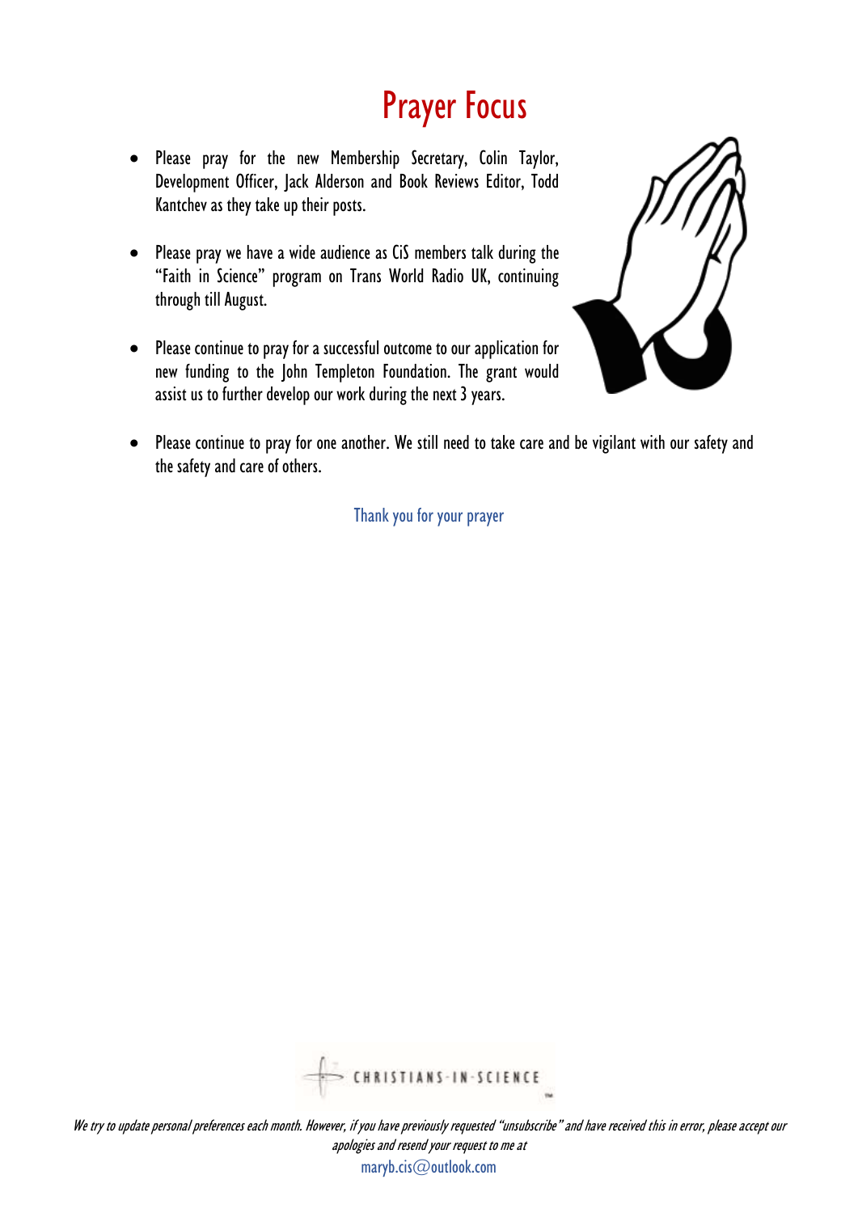# Prayer Focus

- Please pray for the new Membership Secretary, Colin Taylor, Development Officer, Jack Alderson and Book Reviews Editor, Todd Kantchev as they take up their posts.
- Please pray we have a wide audience as CiS members talk during the "Faith in Science" program on Trans World Radio UK, continuing through till August.
- Please continue to pray for a successful outcome to our application for new funding to the John Templeton Foundation. The grant would assist us to further develop our work during the next 3 years.
- Please continue to pray for one another. We still need to take care and be vigilant with our safety and the safety and care of others.

Thank you for your prayer

CHRISTIANS-IN-SCIENCE

*We try to update personal preferences each month. However, if you have previously requested "unsubscribe" and have received this in error, please accept our apologies and resend your request to me at*

maryb.cis@outlook.com